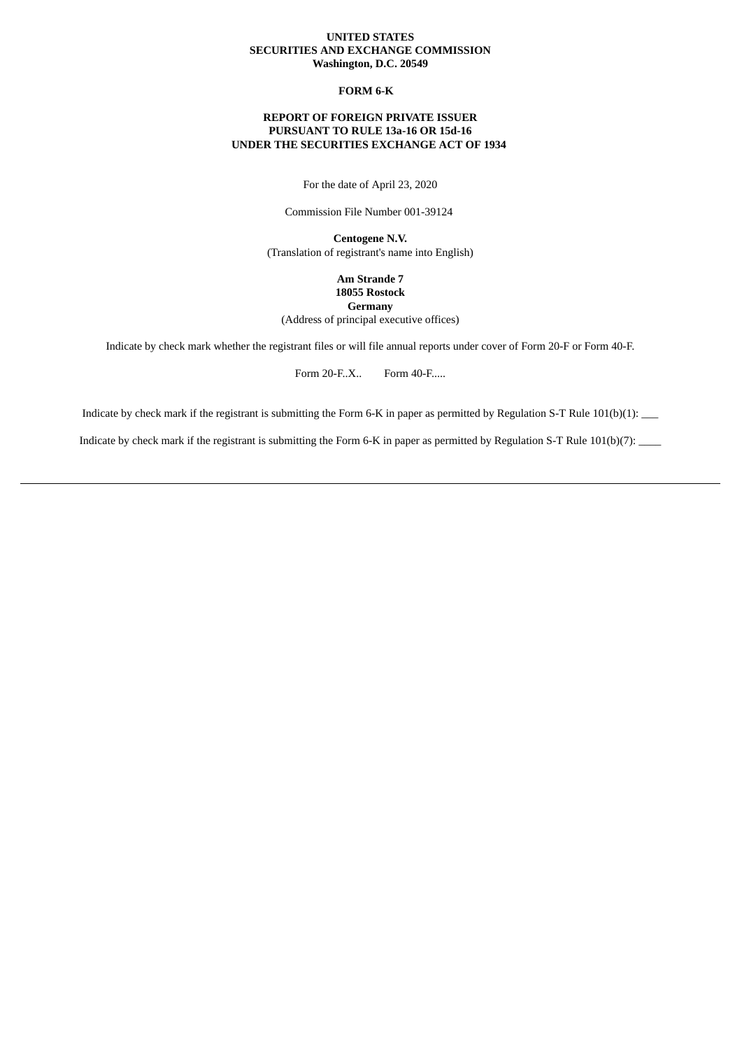**UNITED STATES**
**SECURITIES AND EXCHANGE COMMISSION**
**Washington, D.C. 20549**

**FORM 6-K**

**REPORT OF FOREIGN PRIVATE ISSUER**
**PURSUANT TO RULE 13a-16 OR 15d-16**
**UNDER THE SECURITIES EXCHANGE ACT OF 1934**

For the date of April 23, 2020

Commission File Number 001-39124

**Centogene N.V.**
(Translation of registrant's name into English)

**Am Strande 7**
**18055 Rostock**
**Germany**
(Address of principal executive offices)

Indicate by check mark whether the registrant files or will file annual reports under cover of Form 20-F or Form 40-F.

Form 20-F..X..     Form 40-F.....

Indicate by check mark if the registrant is submitting the Form 6-K in paper as permitted by Regulation S-T Rule 101(b)(1): ___

Indicate by check mark if the registrant is submitting the Form 6-K in paper as permitted by Regulation S-T Rule 101(b)(7): ____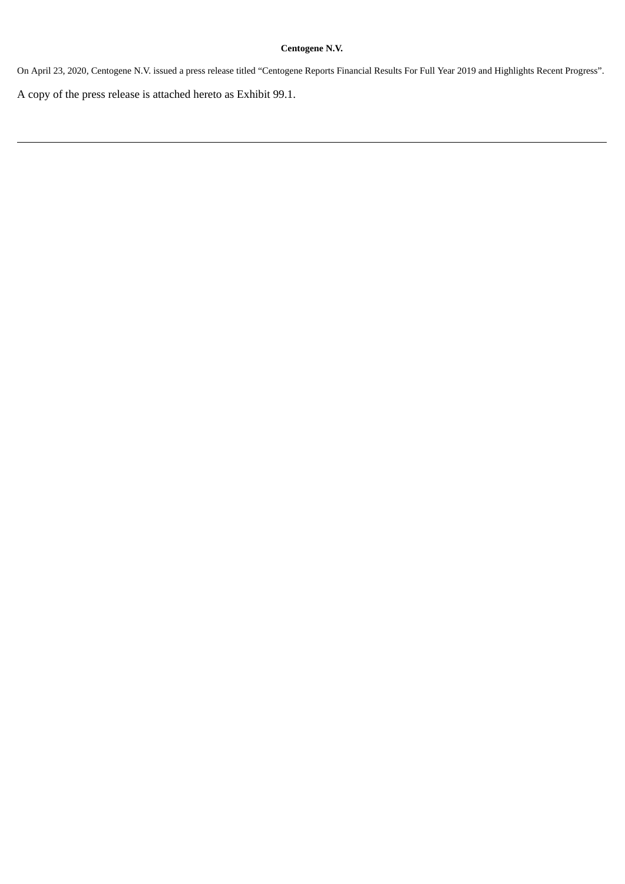**Centogene N.V.**

On April 23, 2020, Centogene N.V. issued a press release titled "Centogene Reports Financial Results For Full Year 2019 and Highlights Recent Progress".

A copy of the press release is attached hereto as Exhibit 99.1.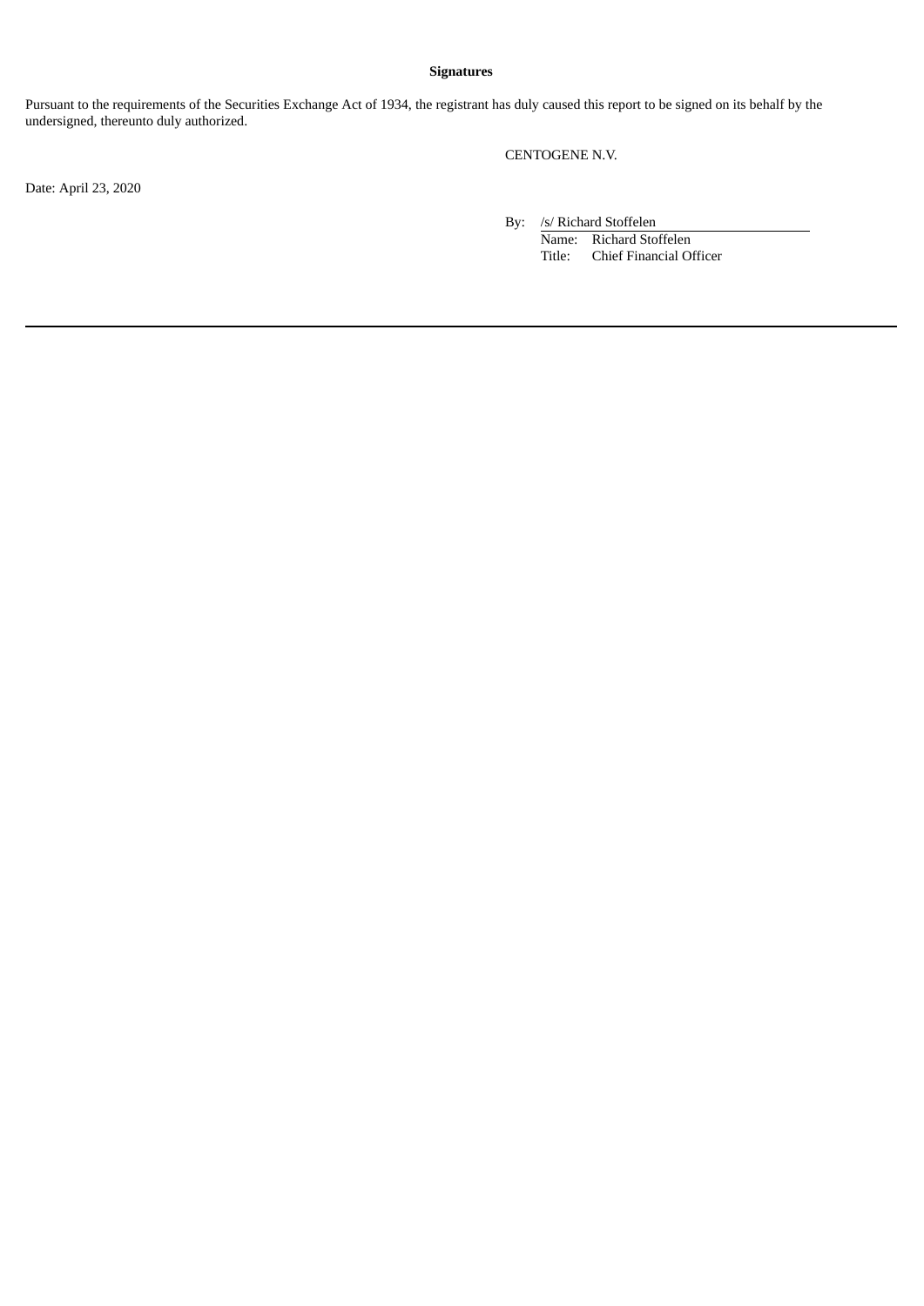**Signatures**

Pursuant to the requirements of the Securities Exchange Act of 1934, the registrant has duly caused this report to be signed on its behalf by the undersigned, thereunto duly authorized.

CENTOGENE N.V.

Date: April 23, 2020

By: /s/ Richard Stoffelen

Name: Richard Stoffelen

Title: Chief Financial Officer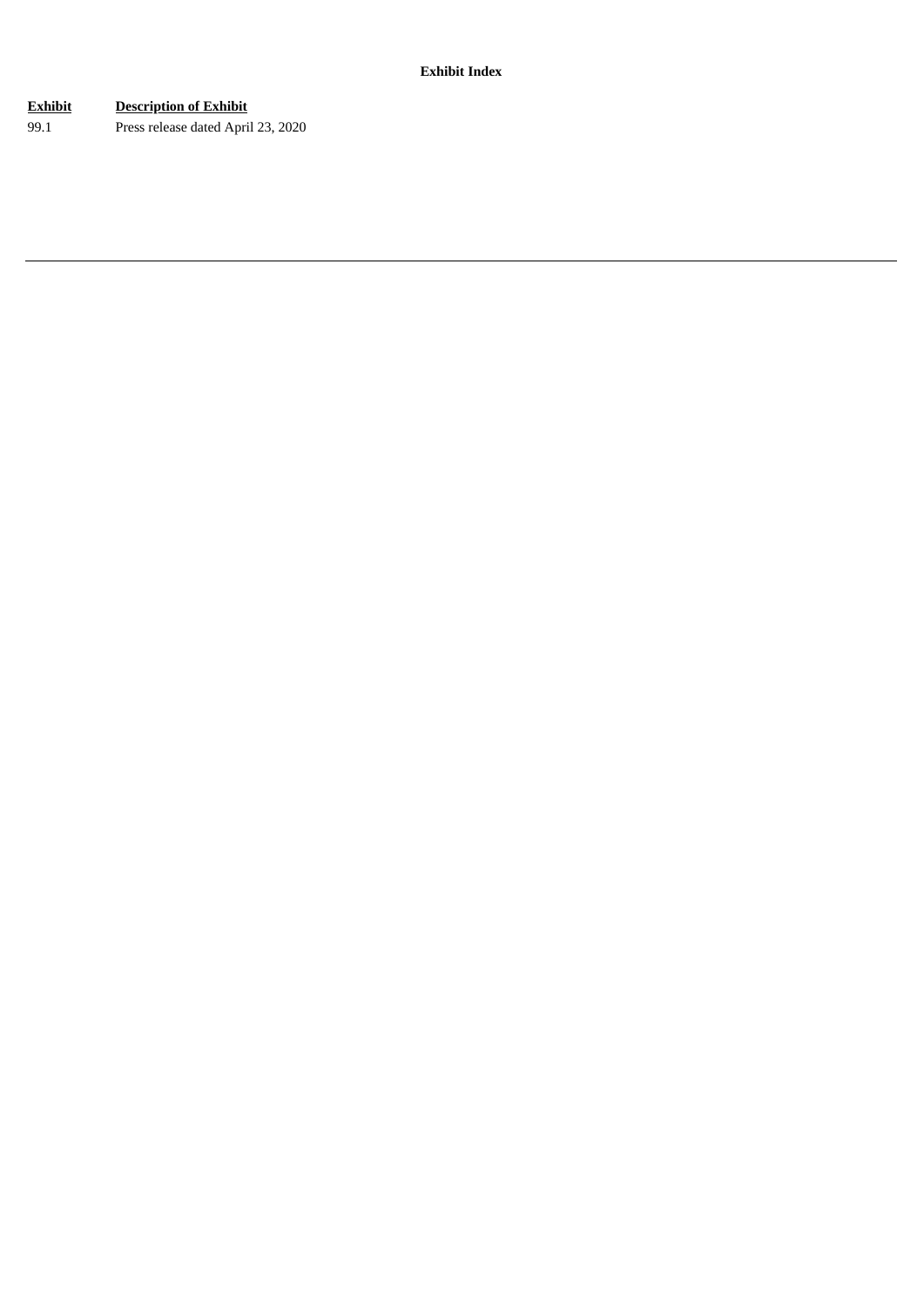**Exhibit Index**

| Exhibit | Description of Exhibit |
| --- | --- |
| 99.1 | Press release dated April 23, 2020 |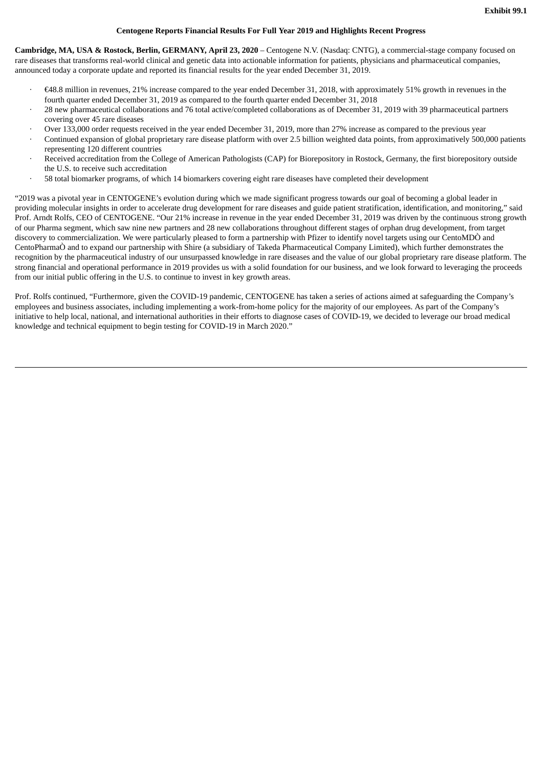Exhibit 99.1

**Centogene Reports Financial Results For Full Year 2019 and Highlights Recent Progress**

**Cambridge, MA, USA & Rostock, Berlin, GERMANY, April 23, 2020** – Centogene N.V. (Nasdaq: CNTG), a commercial-stage company focused on rare diseases that transforms real-world clinical and genetic data into actionable information for patients, physicians and pharmaceutical companies, announced today a corporate update and reported its financial results for the year ended December 31, 2019.

- €48.8 million in revenues, 21% increase compared to the year ended December 31, 2018, with approximately 51% growth in revenues in the fourth quarter ended December 31, 2019 as compared to the fourth quarter ended December 31, 2018
- 28 new pharmaceutical collaborations and 76 total active/completed collaborations as of December 31, 2019 with 39 pharmaceutical partners covering over 45 rare diseases
- Over 133,000 order requests received in the year ended December 31, 2019, more than 27% increase as compared to the previous year
- Continued expansion of global proprietary rare disease platform with over 2.5 billion weighted data points, from approximatively 500,000 patients representing 120 different countries
- Received accreditation from the College of American Pathologists (CAP) for Biorepository in Rostock, Germany, the first biorepository outside the U.S. to receive such accreditation
- 58 total biomarker programs, of which 14 biomarkers covering eight rare diseases have completed their development

"2019 was a pivotal year in CENTOGENE's evolution during which we made significant progress towards our goal of becoming a global leader in providing molecular insights in order to accelerate drug development for rare diseases and guide patient stratification, identification, and monitoring," said Prof. Arndt Rolfs, CEO of CENTOGENE. "Our 21% increase in revenue in the year ended December 31, 2019 was driven by the continuous strong growth of our Pharma segment, which saw nine new partners and 28 new collaborations throughout different stages of orphan drug development, from target discovery to commercialization. We were particularly pleased to form a partnership with Pfizer to identify novel targets using our CentoMDÒ and CentoPharmaÒ and to expand our partnership with Shire (a subsidiary of Takeda Pharmaceutical Company Limited), which further demonstrates the recognition by the pharmaceutical industry of our unsurpassed knowledge in rare diseases and the value of our global proprietary rare disease platform. The strong financial and operational performance in 2019 provides us with a solid foundation for our business, and we look forward to leveraging the proceeds from our initial public offering in the U.S. to continue to invest in key growth areas.

Prof. Rolfs continued, "Furthermore, given the COVID-19 pandemic, CENTOGENE has taken a series of actions aimed at safeguarding the Company's employees and business associates, including implementing a work-from-home policy for the majority of our employees. As part of the Company's initiative to help local, national, and international authorities in their efforts to diagnose cases of COVID-19, we decided to leverage our broad medical knowledge and technical equipment to begin testing for COVID-19 in March 2020."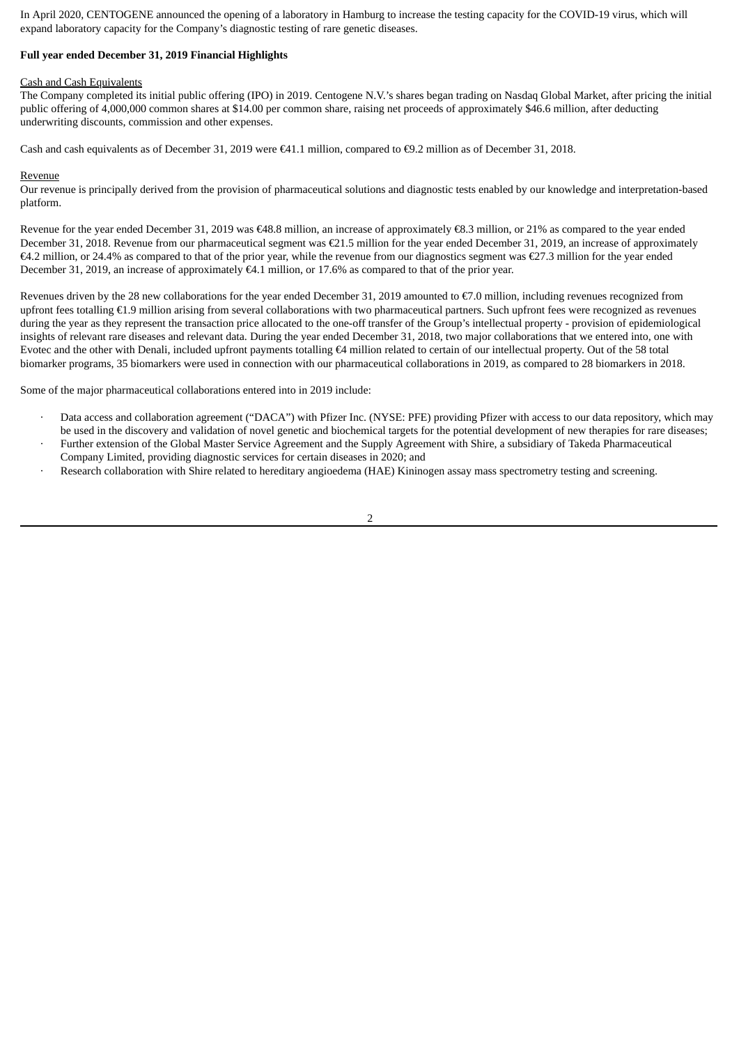In April 2020, CENTOGENE announced the opening of a laboratory in Hamburg to increase the testing capacity for the COVID-19 virus, which will expand laboratory capacity for the Company's diagnostic testing of rare genetic diseases.

**Full year ended December 31, 2019 Financial Highlights**

Cash and Cash Equivalents

The Company completed its initial public offering (IPO) in 2019. Centogene N.V.'s shares began trading on Nasdaq Global Market, after pricing the initial public offering of 4,000,000 common shares at $14.00 per common share, raising net proceeds of approximately $46.6 million, after deducting underwriting discounts, commission and other expenses.

Cash and cash equivalents as of December 31, 2019 were €41.1 million, compared to €9.2 million as of December 31, 2018.

Revenue

Our revenue is principally derived from the provision of pharmaceutical solutions and diagnostic tests enabled by our knowledge and interpretation-based platform.

Revenue for the year ended December 31, 2019 was €48.8 million, an increase of approximately €8.3 million, or 21% as compared to the year ended December 31, 2018. Revenue from our pharmaceutical segment was €21.5 million for the year ended December 31, 2019, an increase of approximately €4.2 million, or 24.4% as compared to that of the prior year, while the revenue from our diagnostics segment was €27.3 million for the year ended December 31, 2019, an increase of approximately €4.1 million, or 17.6% as compared to that of the prior year.

Revenues driven by the 28 new collaborations for the year ended December 31, 2019 amounted to €7.0 million, including revenues recognized from upfront fees totalling €1.9 million arising from several collaborations with two pharmaceutical partners. Such upfront fees were recognized as revenues during the year as they represent the transaction price allocated to the one-off transfer of the Group's intellectual property - provision of epidemiological insights of relevant rare diseases and relevant data. During the year ended December 31, 2018, two major collaborations that we entered into, one with Evotec and the other with Denali, included upfront payments totalling €4 million related to certain of our intellectual property. Out of the 58 total biomarker programs, 35 biomarkers were used in connection with our pharmaceutical collaborations in 2019, as compared to 28 biomarkers in 2018.

Some of the major pharmaceutical collaborations entered into in 2019 include:

- Data access and collaboration agreement ("DACA") with Pfizer Inc. (NYSE: PFE) providing Pfizer with access to our data repository, which may be used in the discovery and validation of novel genetic and biochemical targets for the potential development of new therapies for rare diseases;
- Further extension of the Global Master Service Agreement and the Supply Agreement with Shire, a subsidiary of Takeda Pharmaceutical Company Limited, providing diagnostic services for certain diseases in 2020; and
- Research collaboration with Shire related to hereditary angioedema (HAE) Kininogen assay mass spectrometry testing and screening.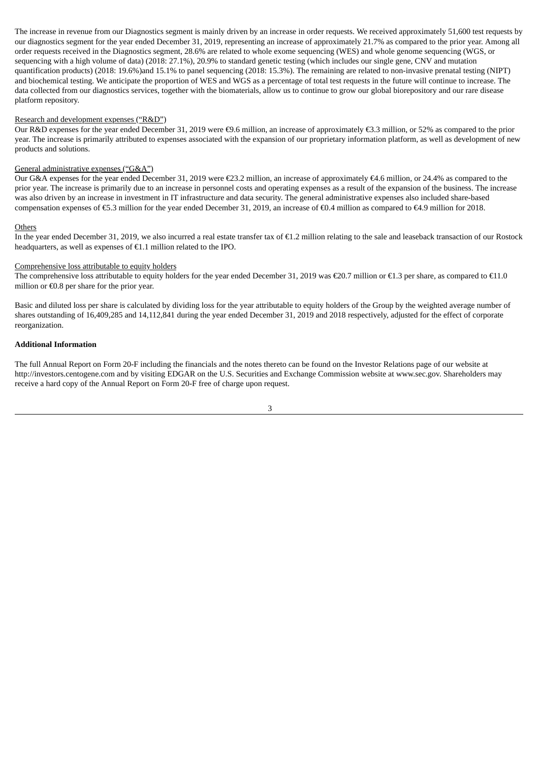The increase in revenue from our Diagnostics segment is mainly driven by an increase in order requests. We received approximately 51,600 test requests by our diagnostics segment for the year ended December 31, 2019, representing an increase of approximately 21.7% as compared to the prior year. Among all order requests received in the Diagnostics segment, 28.6% are related to whole exome sequencing (WES) and whole genome sequencing (WGS, or sequencing with a high volume of data) (2018: 27.1%), 20.9% to standard genetic testing (which includes our single gene, CNV and mutation quantification products) (2018: 19.6%)and 15.1% to panel sequencing (2018: 15.3%). The remaining are related to non-invasive prenatal testing (NIPT) and biochemical testing. We anticipate the proportion of WES and WGS as a percentage of total test requests in the future will continue to increase. The data collected from our diagnostics services, together with the biomaterials, allow us to continue to grow our global biorepository and our rare disease platform repository.

Research and development expenses ("R&D")

Our R&D expenses for the year ended December 31, 2019 were €9.6 million, an increase of approximately €3.3 million, or 52% as compared to the prior year. The increase is primarily attributed to expenses associated with the expansion of our proprietary information platform, as well as development of new products and solutions.

General administrative expenses ("G&A")

Our G&A expenses for the year ended December 31, 2019 were €23.2 million, an increase of approximately €4.6 million, or 24.4% as compared to the prior year. The increase is primarily due to an increase in personnel costs and operating expenses as a result of the expansion of the business. The increase was also driven by an increase in investment in IT infrastructure and data security. The general administrative expenses also included share-based compensation expenses of €5.3 million for the year ended December 31, 2019, an increase of €0.4 million as compared to €4.9 million for 2018.

Others

In the year ended December 31, 2019, we also incurred a real estate transfer tax of €1.2 million relating to the sale and leaseback transaction of our Rostock headquarters, as well as expenses of €1.1 million related to the IPO.

Comprehensive loss attributable to equity holders

The comprehensive loss attributable to equity holders for the year ended December 31, 2019 was €20.7 million or €1.3 per share, as compared to €11.0 million or €0.8 per share for the prior year.

Basic and diluted loss per share is calculated by dividing loss for the year attributable to equity holders of the Group by the weighted average number of shares outstanding of 16,409,285 and 14,112,841 during the year ended December 31, 2019 and 2018 respectively, adjusted for the effect of corporate reorganization.

**Additional Information**

The full Annual Report on Form 20-F including the financials and the notes thereto can be found on the Investor Relations page of our website at http://investors.centogene.com and by visiting EDGAR on the U.S. Securities and Exchange Commission website at www.sec.gov. Shareholders may receive a hard copy of the Annual Report on Form 20-F free of charge upon request.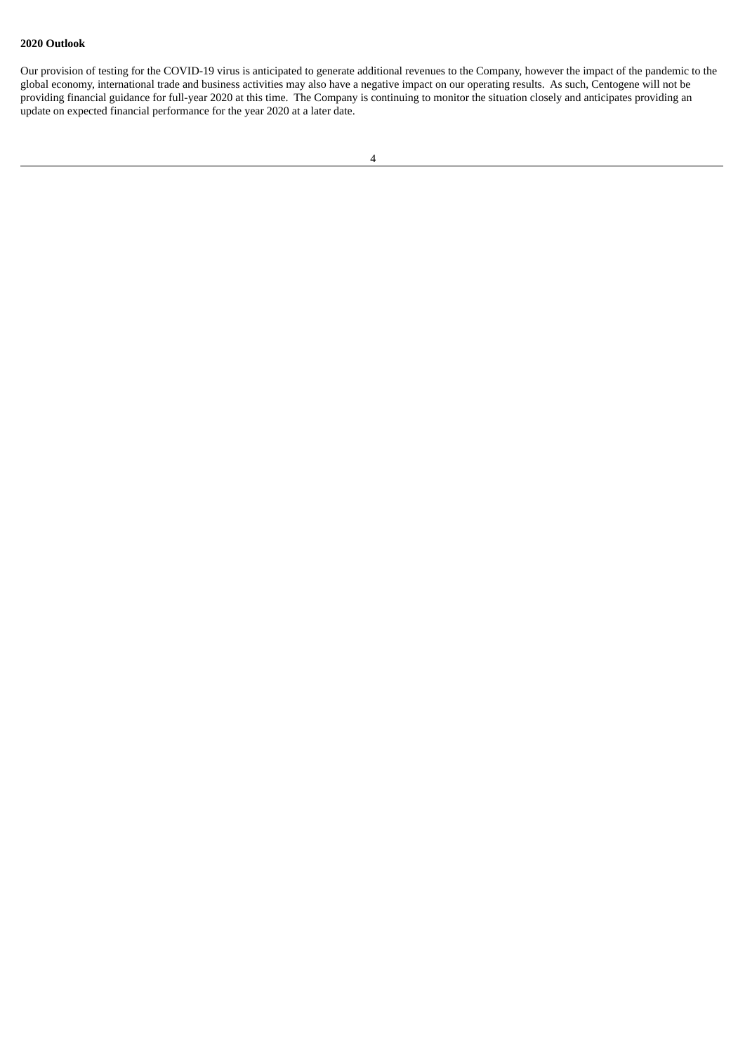**2020 Outlook**

Our provision of testing for the COVID-19 virus is anticipated to generate additional revenues to the Company, however the impact of the pandemic to the global economy, international trade and business activities may also have a negative impact on our operating results. As such, Centogene will not be providing financial guidance for full-year 2020 at this time. The Company is continuing to monitor the situation closely and anticipates providing an update on expected financial performance for the year 2020 at a later date.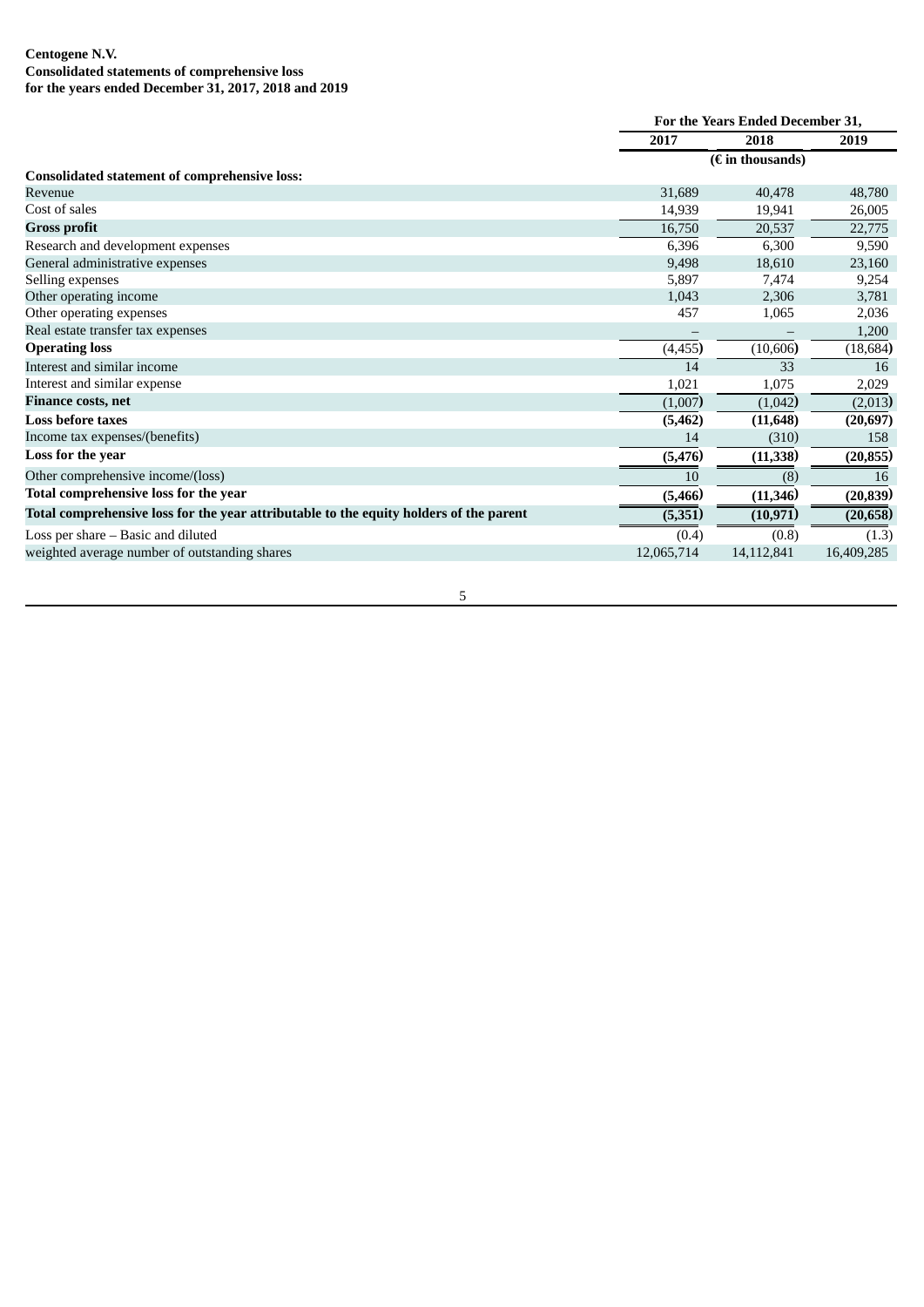**Centogene N.V.**
**Consolidated statements of comprehensive loss**
**for the years ended December 31, 2017, 2018 and 2019**

| | For the Years Ended December 31, | | |
|---|---|---|---|
| | 2017 | 2018 | 2019 |
| | (€ in thousands) | | |
| **Consolidated statement of comprehensive loss:** | | | |
| Revenue | 31,689 | 40,478 | 48,780 |
| Cost of sales | 14,939 | 19,941 | 26,005 |
| **Gross profit** | 16,750 | 20,537 | 22,775 |
| Research and development expenses | 6,396 | 6,300 | 9,590 |
| General administrative expenses | 9,498 | 18,610 | 23,160 |
| Selling expenses | 5,897 | 7,474 | 9,254 |
| Other operating income | 1,043 | 2,306 | 3,781 |
| Other operating expenses | 457 | 1,065 | 2,036 |
| Real estate transfer tax expenses | – | – | 1,200 |
| **Operating loss** | (4,455) | (10,606) | (18,684) |
| Interest and similar income | 14 | 33 | 16 |
| Interest and similar expense | 1,021 | 1,075 | 2,029 |
| **Finance costs, net** | (1,007) | (1,042) | (2,013) |
| **Loss before taxes** | **(5,462)** | **(11,648)** | **(20,697)** |
| Income tax expenses/(benefits) | 14 | (310) | 158 |
| **Loss for the year** | **(5,476)** | **(11,338)** | **(20,855)** |
| Other comprehensive income/(loss) | 10 | (8) | 16 |
| **Total comprehensive loss for the year** | **(5,466)** | **(11,346)** | **(20,839)** |
| **Total comprehensive loss for the year attributable to the equity holders of the parent** | **(5,351)** | **(10,971)** | **(20,658)** |
| Loss per share – Basic and diluted | (0.4) | (0.8) | (1.3) |
| weighted average number of outstanding shares | 12,065,714 | 14,112,841 | 16,409,285 |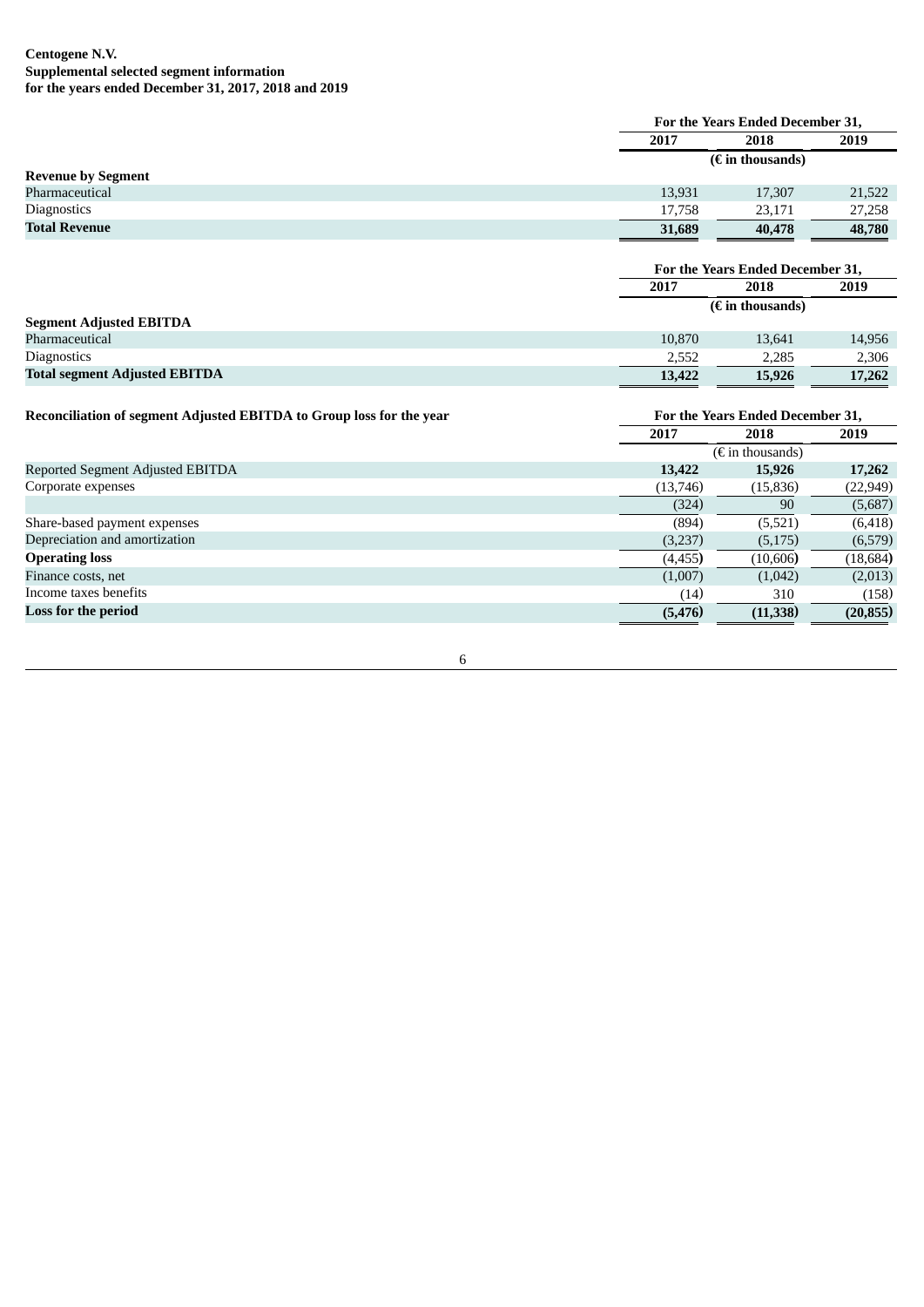**Centogene N.V.**
**Supplemental selected segment information**
**for the years ended December 31, 2017, 2018 and 2019**

| | For the Years Ended December 31, | | |
|---|---|---|---|
| | 2017 | 2018 | 2019 |
| | (€ in thousands) | | |
| **Revenue by Segment** | | | |
| Pharmaceutical | 13,931 | 17,307 | 21,522 |
| Diagnostics | 17,758 | 23,171 | 27,258 |
| **Total Revenue** | **31,689** | **40,478** | **48,780** |

| | For the Years Ended December 31, | | |
|---|---|---|---|
| | 2017 | 2018 | 2019 |
| | (€ in thousands) | | |
| **Segment Adjusted EBITDA** | | | |
| Pharmaceutical | 10,870 | 13,641 | 14,956 |
| Diagnostics | 2,552 | 2,285 | 2,306 |
| **Total segment Adjusted EBITDA** | **13,422** | **15,926** | **17,262** |

| **Reconciliation of segment Adjusted EBITDA to Group loss for the year** | For the Years Ended December 31, | | |
|---|---|---|---|
| | 2017 | 2018 | 2019 |
| | (€ in thousands) | | |
| Reported Segment Adjusted EBITDA | **13,422** | **15,926** | **17,262** |
| Corporate expenses | (13,746) | (15,836) | (22,949) |
| | (324) | 90 | (5,687) |
| Share-based payment expenses | (894) | (5,521) | (6,418) |
| Depreciation and amortization | (3,237) | (5,175) | (6,579) |
| **Operating loss** | (4,455) | (10,606) | (18,684) |
| Finance costs, net | (1,007) | (1,042) | (2,013) |
| Income taxes benefits | (14) | 310 | (158) |
| **Loss for the period** | **(5,476)** | **(11,338)** | **(20,855)** |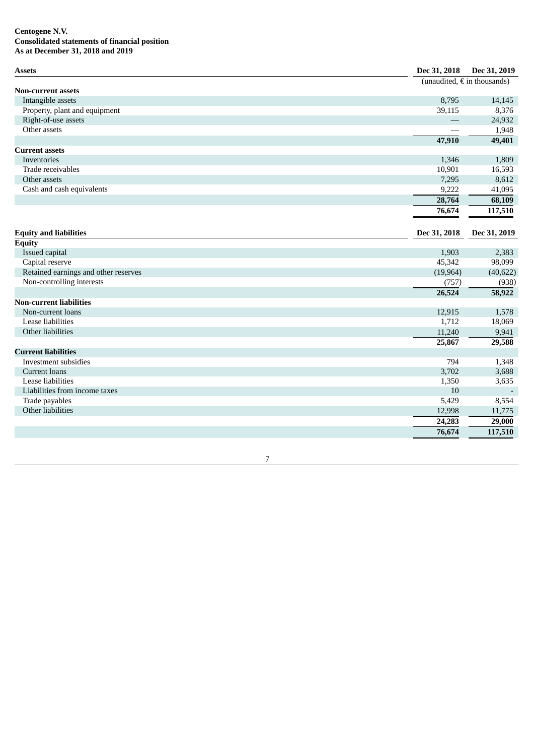**Centogene N.V.**
**Consolidated statements of financial position**
**As at December 31, 2018 and 2019**

| **Assets** | **Dec 31, 2018** | **Dec 31, 2019** |
|---|---|---|
| | (unaudited, € in thousands) | |
| **Non-current assets** | | |
| Intangible assets | 8,795 | 14,145 |
| Property, plant and equipment | 39,115 | 8,376 |
| Right-of-use assets | — | 24,932 |
| Other assets | — | 1,948 |
| | **47,910** | **49,401** |
| **Current assets** | | |
| Inventories | 1,346 | 1,809 |
| Trade receivables | 10,901 | 16,593 |
| Other assets | 7,295 | 8,612 |
| Cash and cash equivalents | 9,222 | 41,095 |
| | **28,764** | **68,109** |
| | **76,674** | **117,510** |

| **Equity and liabilities** | **Dec 31, 2018** | **Dec 31, 2019** |
|---|---|---|
| **Equity** | | |
| Issued capital | 1,903 | 2,383 |
| Capital reserve | 45,342 | 98,099 |
| Retained earnings and other reserves | (19,964) | (40,622) |
| Non-controlling interests | (757) | (938) |
| | **26,524** | **58,922** |
| **Non-current liabilities** | | |
| Non-current loans | 12,915 | 1,578 |
| Lease liabilities | 1,712 | 18,069 |
| Other liabilities | 11,240 | 9,941 |
| | **25,867** | **29,588** |
| **Current liabilities** | | |
| Investment subsidies | 794 | 1,348 |
| Current loans | 3,702 | 3,688 |
| Lease liabilities | 1,350 | 3,635 |
| Liabilities from income taxes | 10 | - |
| Trade payables | 5,429 | 8,554 |
| Other liabilities | 12,998 | 11,775 |
| | **24,283** | **29,000** |
| | **76,674** | **117,510** |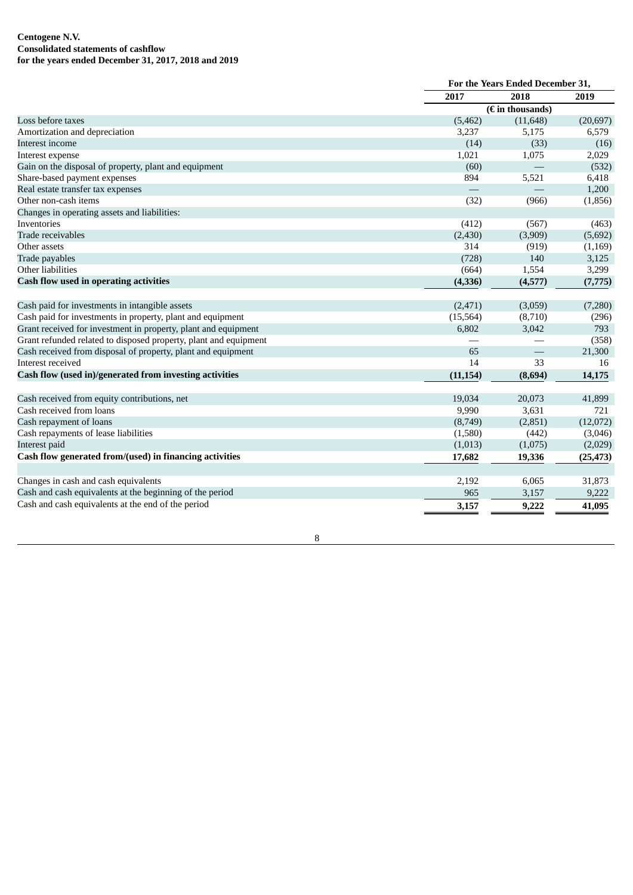**Centogene N.V.**
**Consolidated statements of cashflow**
**for the years ended December 31, 2017, 2018 and 2019**

| | For the Years Ended December 31, | | |
|---|---|---|---|
| | **2017** | **2018** | **2019** |
| | (€ in thousands) | | |
| Loss before taxes | (5,462) | (11,648) | (20,697) |
| Amortization and depreciation | 3,237 | 5,175 | 6,579 |
| Interest income | (14) | (33) | (16) |
| Interest expense | 1,021 | 1,075 | 2,029 |
| Gain on the disposal of property, plant and equipment | (60) | — | (532) |
| Share-based payment expenses | 894 | 5,521 | 6,418 |
| Real estate transfer tax expenses | — | — | 1,200 |
| Other non-cash items | (32) | (966) | (1,856) |
| Changes in operating assets and liabilities: | | | |
| Inventories | (412) | (567) | (463) |
| Trade receivables | (2,430) | (3,909) | (5,692) |
| Other assets | 314 | (919) | (1,169) |
| Trade payables | (728) | 140 | 3,125 |
| Other liabilities | (664) | 1,554 | 3,299 |
| **Cash flow used in operating activities** | **(4,336)** | **(4,577)** | **(7,775)** |
| | | | |
| Cash paid for investments in intangible assets | (2,471) | (3,059) | (7,280) |
| Cash paid for investments in property, plant and equipment | (15,564) | (8,710) | (296) |
| Grant received for investment in property, plant and equipment | 6,802 | 3,042 | 793 |
| Grant refunded related to disposed property, plant and equipment | — | — | (358) |
| Cash received from disposal of property, plant and equipment | 65 | — | 21,300 |
| Interest received | 14 | 33 | 16 |
| **Cash flow (used in)/generated from investing activities** | **(11,154)** | **(8,694)** | **14,175** |
| | | | |
| Cash received from equity contributions, net | 19,034 | 20,073 | 41,899 |
| Cash received from loans | 9,990 | 3,631 | 721 |
| Cash repayment of loans | (8,749) | (2,851) | (12,072) |
| Cash repayments of lease liabilities | (1,580) | (442) | (3,046) |
| Interest paid | (1,013) | (1,075) | (2,029) |
| **Cash flow generated from/(used) in financing activities** | **17,682** | **19,336** | **(25,473)** |
| | | | |
| Changes in cash and cash equivalents | 2,192 | 6,065 | 31,873 |
| Cash and cash equivalents at the beginning of the period | 965 | 3,157 | 9,222 |
| Cash and cash equivalents at the end of the period | **3,157** | **9,222** | **41,095** |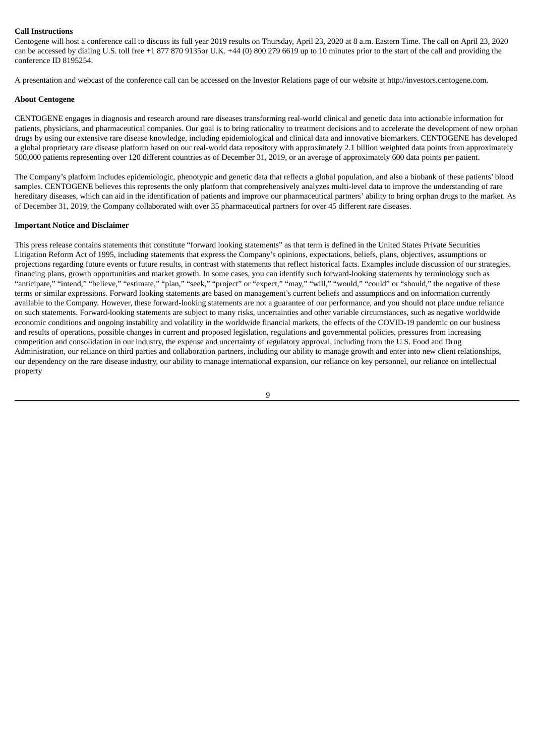**Call Instructions**

Centogene will host a conference call to discuss its full year 2019 results on Thursday, April 23, 2020 at 8 a.m. Eastern Time. The call on April 23, 2020 can be accessed by dialing U.S. toll free +1 877 870 9135or U.K. +44 (0) 800 279 6619 up to 10 minutes prior to the start of the call and providing the conference ID 8195254.

A presentation and webcast of the conference call can be accessed on the Investor Relations page of our website at http://investors.centogene.com.

**About Centogene**

CENTOGENE engages in diagnosis and research around rare diseases transforming real-world clinical and genetic data into actionable information for patients, physicians, and pharmaceutical companies. Our goal is to bring rationality to treatment decisions and to accelerate the development of new orphan drugs by using our extensive rare disease knowledge, including epidemiological and clinical data and innovative biomarkers. CENTOGENE has developed a global proprietary rare disease platform based on our real-world data repository with approximately 2.1 billion weighted data points from approximately 500,000 patients representing over 120 different countries as of December 31, 2019, or an average of approximately 600 data points per patient.

The Company's platform includes epidemiologic, phenotypic and genetic data that reflects a global population, and also a biobank of these patients' blood samples. CENTOGENE believes this represents the only platform that comprehensively analyzes multi-level data to improve the understanding of rare hereditary diseases, which can aid in the identification of patients and improve our pharmaceutical partners' ability to bring orphan drugs to the market. As of December 31, 2019, the Company collaborated with over 35 pharmaceutical partners for over 45 different rare diseases.

**Important Notice and Disclaimer**

This press release contains statements that constitute "forward looking statements" as that term is defined in the United States Private Securities Litigation Reform Act of 1995, including statements that express the Company's opinions, expectations, beliefs, plans, objectives, assumptions or projections regarding future events or future results, in contrast with statements that reflect historical facts. Examples include discussion of our strategies, financing plans, growth opportunities and market growth. In some cases, you can identify such forward-looking statements by terminology such as "anticipate," "intend," "believe," "estimate," "plan," "seek," "project" or "expect," "may," "will," "would," "could" or "should," the negative of these terms or similar expressions. Forward looking statements are based on management's current beliefs and assumptions and on information currently available to the Company. However, these forward-looking statements are not a guarantee of our performance, and you should not place undue reliance on such statements. Forward-looking statements are subject to many risks, uncertainties and other variable circumstances, such as negative worldwide economic conditions and ongoing instability and volatility in the worldwide financial markets, the effects of the COVID-19 pandemic on our business and results of operations, possible changes in current and proposed legislation, regulations and governmental policies, pressures from increasing competition and consolidation in our industry, the expense and uncertainty of regulatory approval, including from the U.S. Food and Drug Administration, our reliance on third parties and collaboration partners, including our ability to manage growth and enter into new client relationships, our dependency on the rare disease industry, our ability to manage international expansion, our reliance on key personnel, our reliance on intellectual property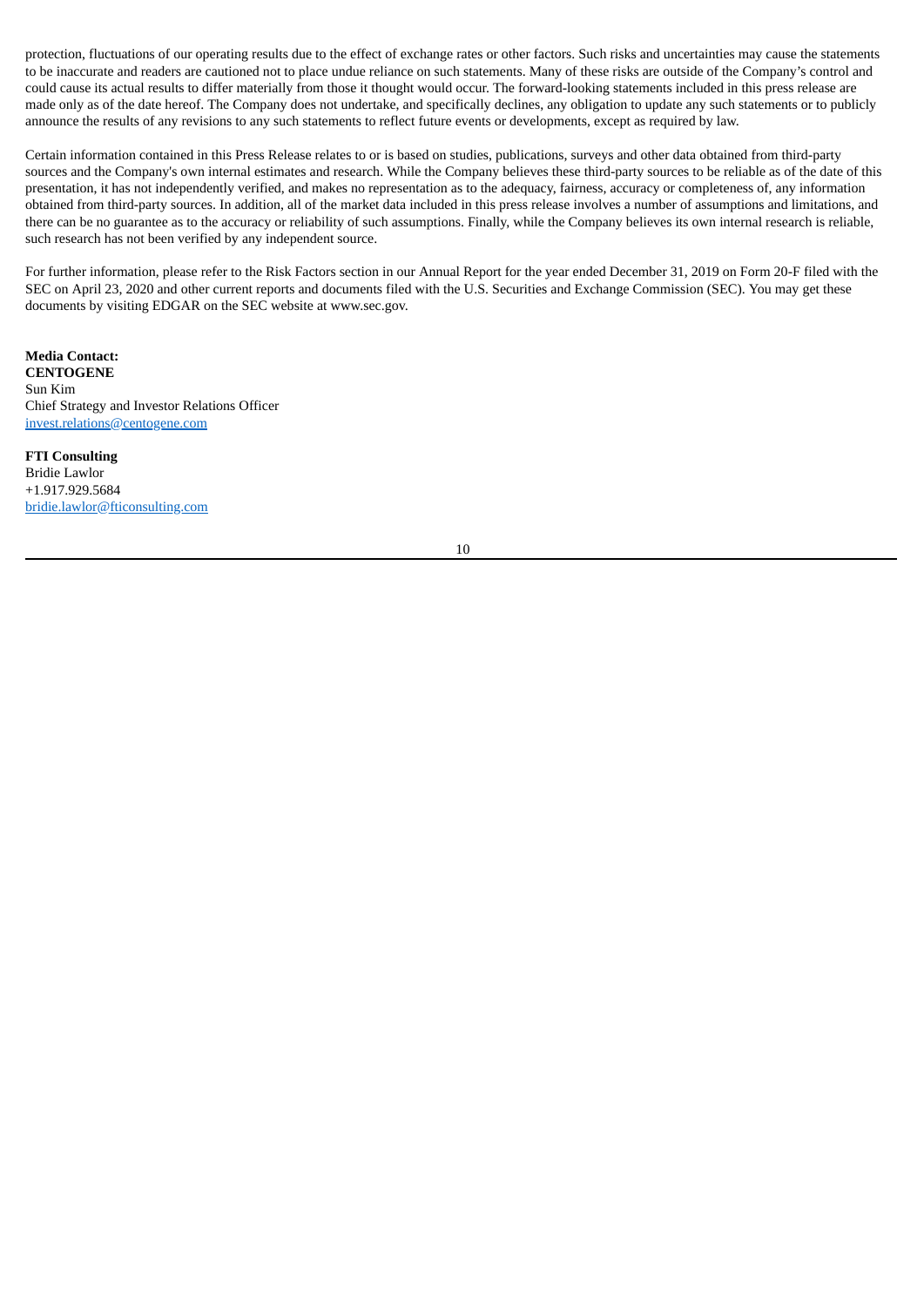protection, fluctuations of our operating results due to the effect of exchange rates or other factors. Such risks and uncertainties may cause the statements to be inaccurate and readers are cautioned not to place undue reliance on such statements. Many of these risks are outside of the Company's control and could cause its actual results to differ materially from those it thought would occur. The forward-looking statements included in this press release are made only as of the date hereof. The Company does not undertake, and specifically declines, any obligation to update any such statements or to publicly announce the results of any revisions to any such statements to reflect future events or developments, except as required by law.

Certain information contained in this Press Release relates to or is based on studies, publications, surveys and other data obtained from third-party sources and the Company's own internal estimates and research. While the Company believes these third-party sources to be reliable as of the date of this presentation, it has not independently verified, and makes no representation as to the adequacy, fairness, accuracy or completeness of, any information obtained from third-party sources. In addition, all of the market data included in this press release involves a number of assumptions and limitations, and there can be no guarantee as to the accuracy or reliability of such assumptions. Finally, while the Company believes its own internal research is reliable, such research has not been verified by any independent source.

For further information, please refer to the Risk Factors section in our Annual Report for the year ended December 31, 2019 on Form 20-F filed with the SEC on April 23, 2020 and other current reports and documents filed with the U.S. Securities and Exchange Commission (SEC). You may get these documents by visiting EDGAR on the SEC website at www.sec.gov.

**Media Contact:**
**CENTOGENE**
Sun Kim
Chief Strategy and Investor Relations Officer
invest.relations@centogene.com

**FTI Consulting**
Bridie Lawlor
+1.917.929.5684
bridie.lawlor@fticonsulting.com